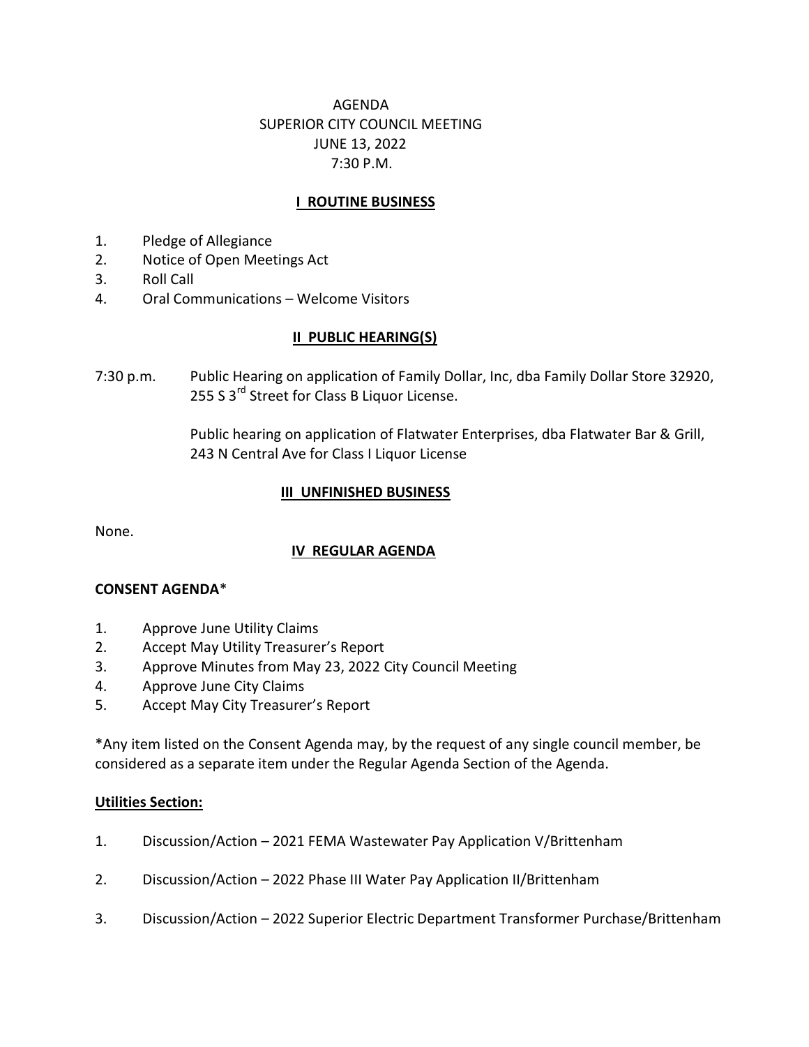# AGENDA
# SUPERIOR CITY COUNCIL MEETING
# JUNE 13, 2022
# 7:30 P.M.

## I ROUTINE BUSINESS

1. Pledge of Allegiance
2. Notice of Open Meetings Act
3. Roll Call
4. Oral Communications – Welcome Visitors

## II PUBLIC HEARING(S)

7:30 p.m. Public Hearing on application of Family Dollar, Inc, dba Family Dollar Store 32920, 255 S 3rd Street for Class B Liquor License.

Public hearing on application of Flatwater Enterprises, dba Flatwater Bar & Grill, 243 N Central Ave for Class I Liquor License

## III UNFINISHED BUSINESS

None.

## IV REGULAR AGENDA

**CONSENT AGENDA***

1. Approve June Utility Claims
2. Accept May Utility Treasurer's Report
3. Approve Minutes from May 23, 2022 City Council Meeting
4. Approve June City Claims
5. Accept May City Treasurer's Report

*Any item listed on the Consent Agenda may, by the request of any single council member, be considered as a separate item under the Regular Agenda Section of the Agenda.

**Utilities Section:**

1. Discussion/Action – 2021 FEMA Wastewater Pay Application V/Brittenham
2. Discussion/Action – 2022 Phase III Water Pay Application II/Brittenham
3. Discussion/Action – 2022 Superior Electric Department Transformer Purchase/Brittenham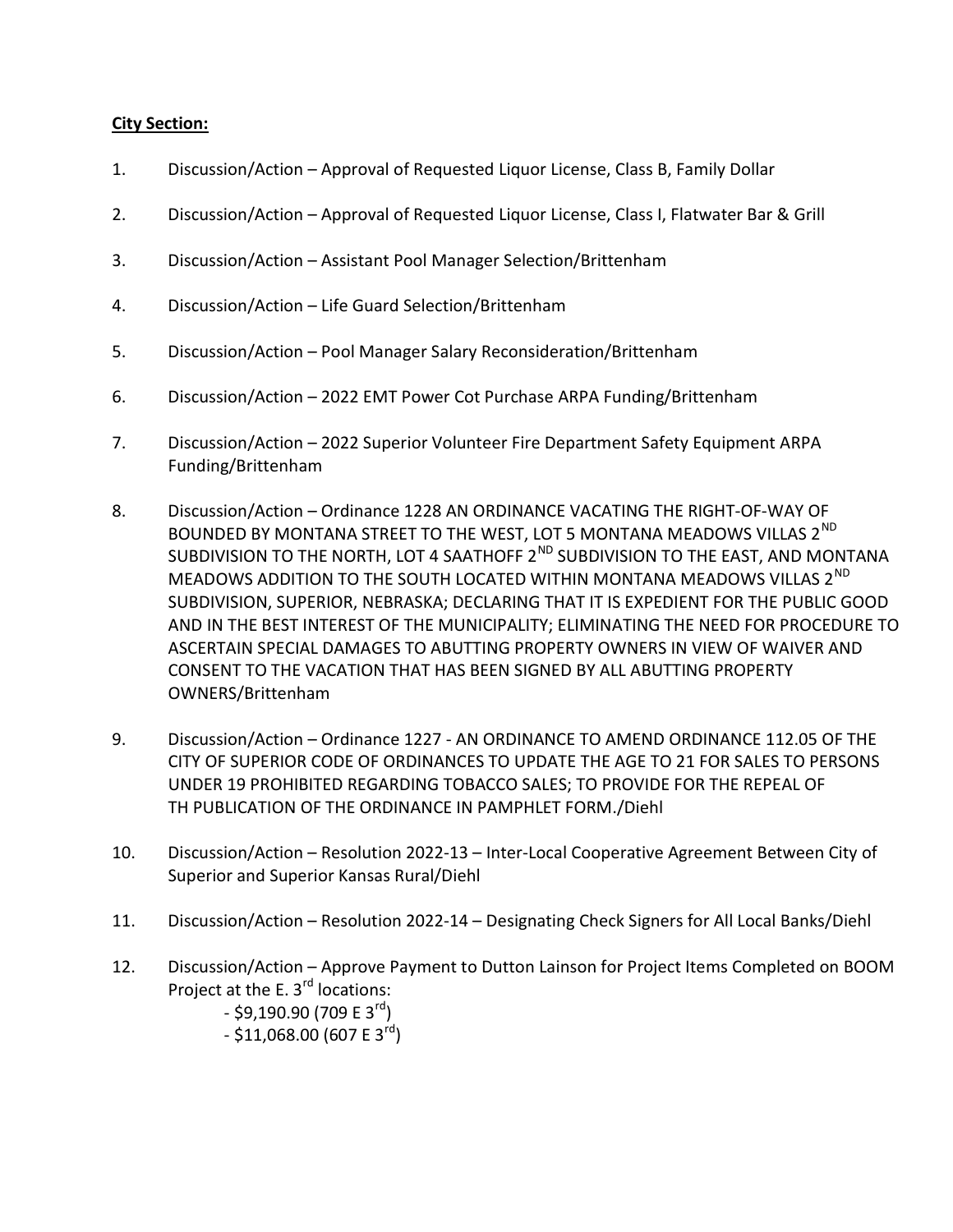**City Section:**

1. Discussion/Action – Approval of Requested Liquor License, Class B, Family Dollar

2. Discussion/Action – Approval of Requested Liquor License, Class I, Flatwater Bar & Grill

3. Discussion/Action – Assistant Pool Manager Selection/Brittenham

4. Discussion/Action – Life Guard Selection/Brittenham

5. Discussion/Action – Pool Manager Salary Reconsideration/Brittenham

6. Discussion/Action – 2022 EMT Power Cot Purchase ARPA Funding/Brittenham

7. Discussion/Action – 2022 Superior Volunteer Fire Department Safety Equipment ARPA Funding/Brittenham

8. Discussion/Action – Ordinance 1228 AN ORDINANCE VACATING THE RIGHT-OF-WAY OF BOUNDED BY MONTANA STREET TO THE WEST, LOT 5 MONTANA MEADOWS VILLAS 2ND SUBDIVISION TO THE NORTH, LOT 4 SAATHOFF 2ND SUBDIVISION TO THE EAST, AND MONTANA MEADOWS ADDITION TO THE SOUTH LOCATED WITHIN MONTANA MEADOWS VILLAS 2ND SUBDIVISION, SUPERIOR, NEBRASKA; DECLARING THAT IT IS EXPEDIENT FOR THE PUBLIC GOOD AND IN THE BEST INTEREST OF THE MUNICIPALITY; ELIMINATING THE NEED FOR PROCEDURE TO ASCERTAIN SPECIAL DAMAGES TO ABUTTING PROPERTY OWNERS IN VIEW OF WAIVER AND CONSENT TO THE VACATION THAT HAS BEEN SIGNED BY ALL ABUTTING PROPERTY OWNERS/Brittenham

9. Discussion/Action – Ordinance 1227 - AN ORDINANCE TO AMEND ORDINANCE 112.05 OF THE CITY OF SUPERIOR CODE OF ORDINANCES TO UPDATE THE AGE TO 21 FOR SALES TO PERSONS UNDER 19 PROHIBITED REGARDING TOBACCO SALES; TO PROVIDE FOR THE REPEAL OF TH PUBLICATION OF THE ORDINANCE IN PAMPHLET FORM./Diehl

10. Discussion/Action – Resolution 2022-13 – Inter-Local Cooperative Agreement Between City of Superior and Superior Kansas Rural/Diehl

11. Discussion/Action – Resolution 2022-14 – Designating Check Signers for All Local Banks/Diehl

12. Discussion/Action – Approve Payment to Dutton Lainson for Project Items Completed on BOOM Project at the E. 3rd locations:
    - $9,190.90 (709 E 3rd)
    - $11,068.00 (607 E 3rd)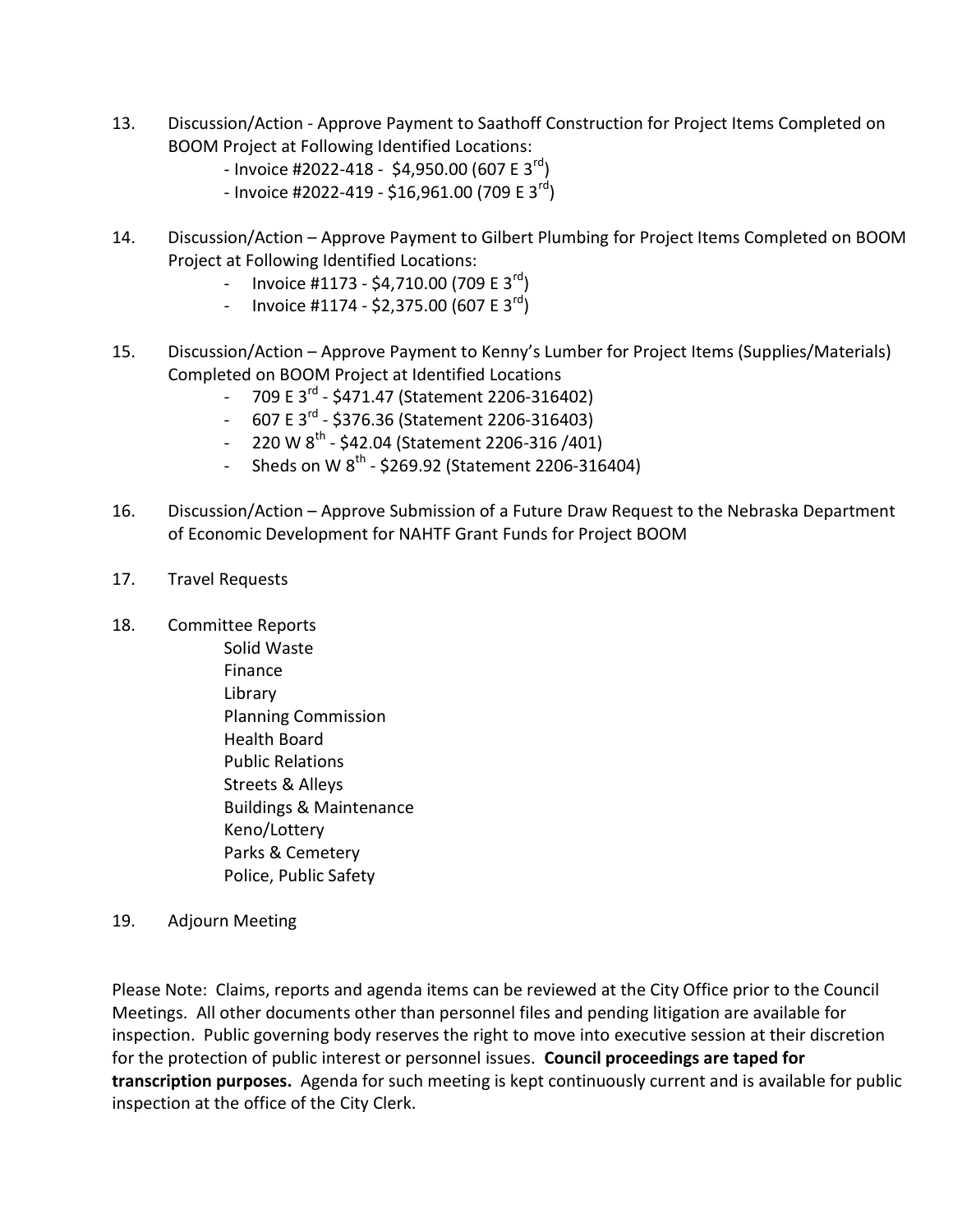13. Discussion/Action - Approve Payment to Saathoff Construction for Project Items Completed on BOOM Project at Following Identified Locations:
    - Invoice #2022-418 - $4,950.00 (607 E 3rd)
    - Invoice #2022-419 - $16,961.00 (709 E 3rd)

14. Discussion/Action – Approve Payment to Gilbert Plumbing for Project Items Completed on BOOM Project at Following Identified Locations:
    - Invoice #1173 - $4,710.00 (709 E 3rd)
    - Invoice #1174 - $2,375.00 (607 E 3rd)

15. Discussion/Action – Approve Payment to Kenny's Lumber for Project Items (Supplies/Materials) Completed on BOOM Project at Identified Locations
    - 709 E 3rd - $471.47 (Statement 2206-316402)
    - 607 E 3rd - $376.36 (Statement 2206-316403)
    - 220 W 8th - $42.04 (Statement 2206-316 /401)
    - Sheds on W 8th - $269.92 (Statement 2206-316404)

16. Discussion/Action – Approve Submission of a Future Draw Request to the Nebraska Department of Economic Development for NAHTF Grant Funds for Project BOOM

17. Travel Requests

18. Committee Reports
    - Solid Waste
    - Finance
    - Library
    - Planning Commission
    - Health Board
    - Public Relations
    - Streets & Alleys
    - Buildings & Maintenance
    - Keno/Lottery
    - Parks & Cemetery
    - Police, Public Safety

19. Adjourn Meeting

Please Note: Claims, reports and agenda items can be reviewed at the City Office prior to the Council Meetings. All other documents other than personnel files and pending litigation are available for inspection. Public governing body reserves the right to move into executive session at their discretion for the protection of public interest or personnel issues. **Council proceedings are taped for transcription purposes.** Agenda for such meeting is kept continuously current and is available for public inspection at the office of the City Clerk.